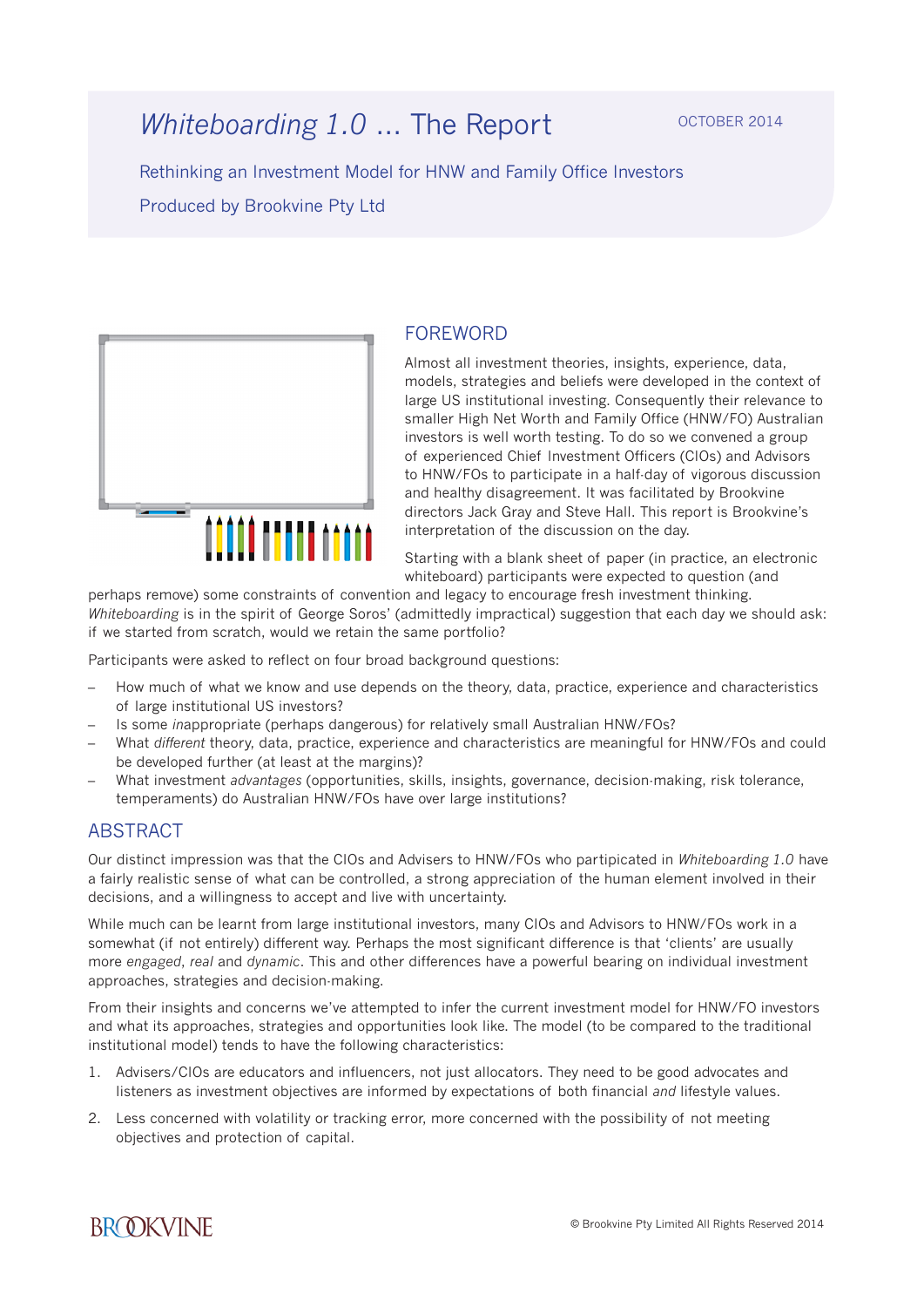# *Whiteboarding 1.0* ... The Report

OCTOBER 2014

Rethinking an Investment Model for HNW and Family Office Investors

Produced by Brookvine Pty Ltd

## FOREWORD

Almost all investment theories, insights, experience, data, models, strategies and beliefs were developed in the context of large US institutional investing. Consequently their relevance to smaller High Net Worth and Family Office (HNW/FO) Australian investors is well worth testing. To do so we convened a group of experienced Chief Investment Officers (CIOs) and Advisors to HNW/FOs to participate in a half-day of vigorous discussion and healthy disagreement. It was facilitated by Brookvine directors Jack Gray and Steve Hall. This report is Brookvine's interpretation of the discussion on the day.

Starting with a blank sheet of paper (in practice, an electronic whiteboard) participants were expected to question (and perhaps remove) some constraints of convention and legacy to encourage fresh investment thinking. *Whiteboarding* is in the spirit of George Soros' (admittedly impractical) suggestion that each day we should ask: if we started from scratch, would we retain the same portfolio?

Participants were asked to reflect on four broad background questions:

- How much of what we know and use depends on the theory, data, practice, experience and characteristics of large institutional US investors?
- Is some *in*appropriate (perhaps dangerous) for relatively small Australian HNW/FOs?
- What *different* theory, data, practice, experience and characteristics are meaningful for HNW/FOs and could be developed further (at least at the margins)?
- What investment *advantages* (opportunities, skills, insights, governance, decision-making, risk tolerance, temperaments) do Australian HNW/FOs have over large institutions?

## ABSTRACT

Our distinct impression was that the CIOs and Advisers to HNW/FOs who participated in *Whiteboarding 1.0* have a fairly realistic sense of what can be controlled, a strong appreciation of the human element involved in their decisions, and a willingness to accept and live with uncertainty.

While much can be learnt from large institutional investors, many CIOs and Advisors to HNW/FOs work in a somewhat (if not entirely) different way. Perhaps the most significant difference is that 'clients' are usually more *engaged*, *real* and *dynamic*. This and other differences have a powerful bearing on individual investment approaches, strategies and decision-making.

From their insights and concerns we've attempted to infer the current investment model for HNW/FO investors and what its approaches, strategies and opportunities look like. The model (to be compared to the traditional institutional model) tends to have the following characteristics:

1. Advisers/CIOs are educators and influencers, not just allocators. They need to be good advocates and listeners as investment objectives are informed by expectations of both financial *and* lifestyle values.
2. Less concerned with volatility or tracking error, more concerned with the possibility of not meeting objectives and protection of capital.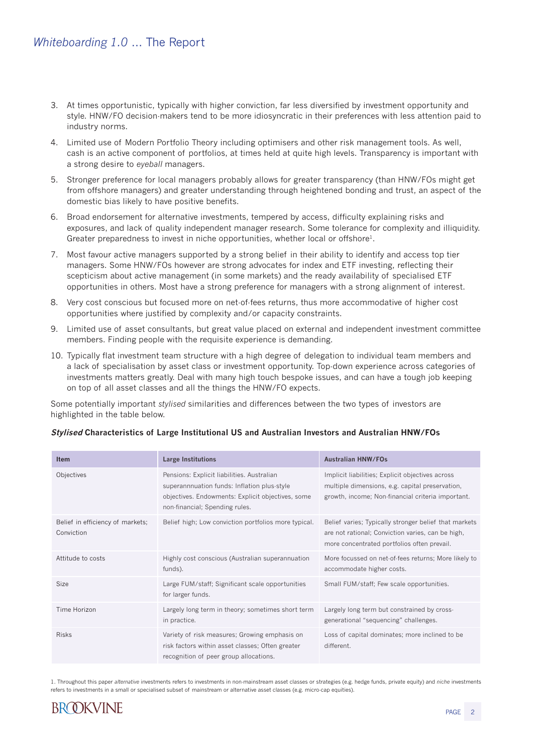3. At times opportunistic, typically with higher conviction, far less diversified by investment opportunity and style. HNW/FO decision-makers tend to be more idiosyncratic in their preferences with less attention paid to industry norms.
4. Limited use of Modern Portfolio Theory including optimisers and other risk management tools. As well, cash is an active component of portfolios, at times held at quite high levels. Transparency is important with a strong desire to *eyeball* managers.
5. Stronger preference for local managers probably allows for greater transparency (than HNW/FOs might get from offshore managers) and greater understanding through heightened bonding and trust, an aspect of the domestic bias likely to have positive benefits.
6. Broad endorsement for alternative investments, tempered by access, difficulty explaining risks and exposures, and lack of quality independent manager research. Some tolerance for complexity and illiquidity. Greater preparedness to invest in niche opportunities, whether local or offshore[1].
7. Most favour active managers supported by a strong belief in their ability to identify and access top tier managers. Some HNW/FOs however are strong advocates for index and ETF investing, reflecting their scepticism about active management (in some markets) and the ready availability of specialised ETF opportunities in others. Most have a strong preference for managers with a strong alignment of interest.
8. Very cost conscious but focused more on net-of-fees returns, thus more accommodative of higher cost opportunities where justified by complexity and/or capacity constraints.
9. Limited use of asset consultants, but great value placed on external and independent investment committee members. Finding people with the requisite experience is demanding.
10. Typically flat investment team structure with a high degree of delegation to individual team members and a lack of specialisation by asset class or investment opportunity. Top-down experience across categories of investments matters greatly. Deal with many high touch bespoke issues, and can have a tough job keeping on top of all asset classes and all the things the HNW/FO expects.

Some potentially important *stylised* similarities and differences between the two types of investors are highlighted in the table below.

***Stylised* Characteristics of Large Institutional US and Australian Investors and Australian HNW/FOs**

| Item | Large Institutions | Australian HNW/FOs |
|---|---|---|
| Objectives | Pensions: Explicit liabilities. Australian superannnuation funds: Inflation plus-style objectives. Endowments: Explicit objectives, some non-financial; Spending rules. | Implicit liabilities; Explicit objectives across multiple dimensions, e.g. capital preservation, growth, income; Non-financial criteria important. |
| Belief in efficiency of markets; Conviction | Belief high; Low conviction portfolios more typical. | Belief varies; Typically stronger belief that markets are not rational; Conviction varies, can be high, more concentrated portfolios often prevail. |
| Attitude to costs | Highly cost conscious (Australian superannuation funds). | More focussed on net-of-fees returns; More likely to accommodate higher costs. |
| Size | Large FUM/staff; Significant scale opportunities for larger funds. | Small FUM/staff; Few scale opportunities. |
| Time Horizon | Largely long term in theory; sometimes short term in practice. | Largely long term but constrained by cross-generational "sequencing" challenges. |
| Risks | Variety of risk measures; Growing emphasis on risk factors within asset classes; Often greater recognition of peer group allocations. | Loss of capital dominates; more inclined to be different. |

1. Throughout this paper *alternative* investments refers to investments in non-mainstream asset classes or strategies (e.g. hedge funds, private equity) and *niche* investments refers to investments in a small or specialised subset of mainstream or alternative asset classes (e.g. micro-cap equities).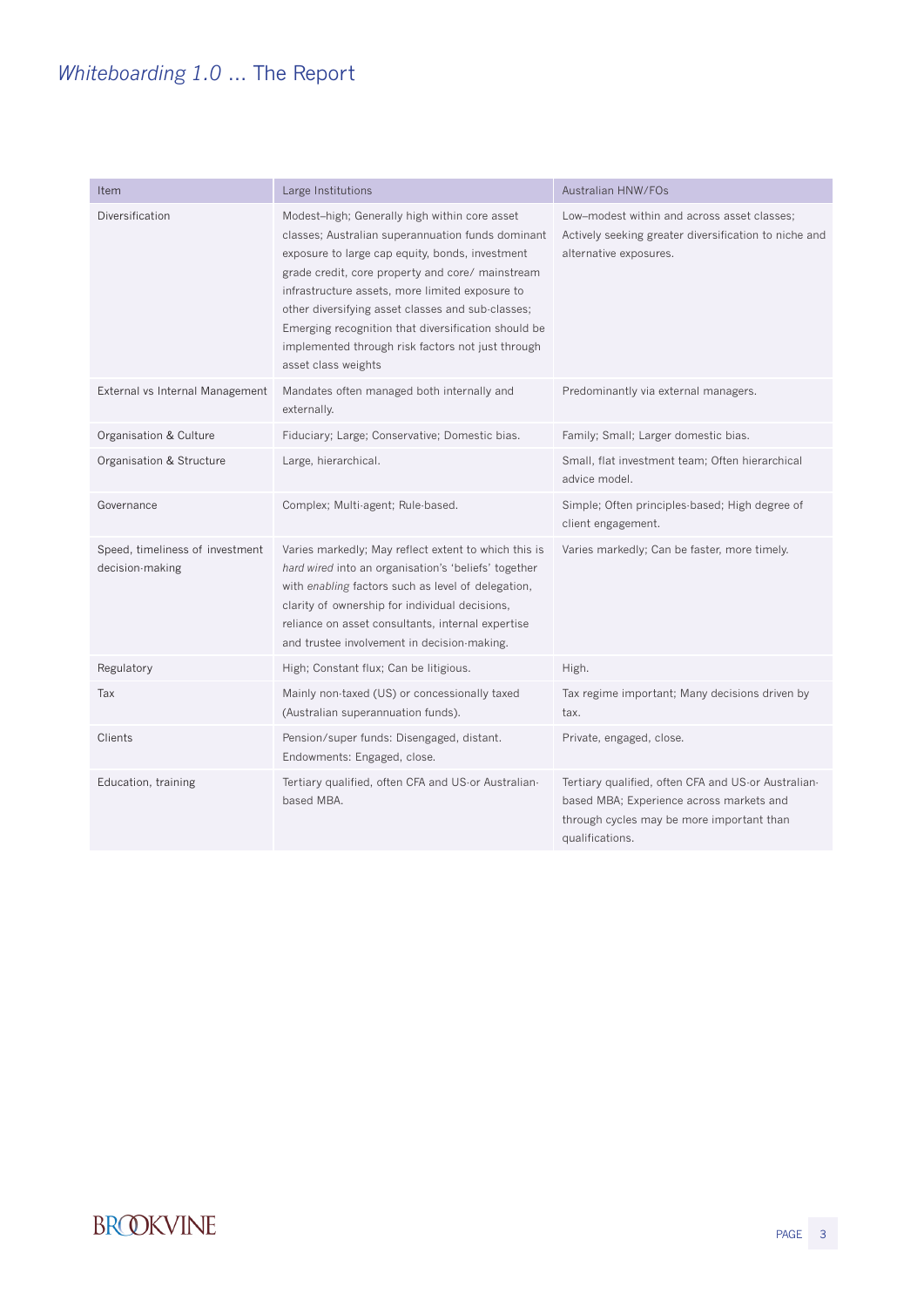| Item | Large Institutions | Australian HNW/FOs |
|---|---|---|
| Diversification | Modest–high; Generally high within core asset classes; Australian superannuation funds dominant exposure to large cap equity, bonds, investment grade credit, core property and core/ mainstream infrastructure assets, more limited exposure to other diversifying asset classes and sub-classes; Emerging recognition that diversification should be implemented through risk factors not just through asset class weights | Low–modest within and across asset classes; Actively seeking greater diversification to niche and alternative exposures. |
| External vs Internal Management | Mandates often managed both internally and externally. | Predominantly via external managers. |
| Organisation & Culture | Fiduciary; Large; Conservative; Domestic bias. | Family; Small; Larger domestic bias. |
| Organisation & Structure | Large, hierarchical. | Small, flat investment team; Often hierarchical advice model. |
| Governance | Complex; Multi-agent; Rule-based. | Simple; Often principles-based; High degree of client engagement. |
| Speed, timeliness of investment decision-making | Varies markedly; May reflect extent to which this is *hard wired* into an organisation's 'beliefs' together with *enabling* factors such as level of delegation, clarity of ownership for individual decisions, reliance on asset consultants, internal expertise and trustee involvement in decision-making. | Varies markedly; Can be faster, more timely. |
| Regulatory | High; Constant flux; Can be litigious. | High. |
| Tax | Mainly non-taxed (US) or concessionally taxed (Australian superannuation funds). | Tax regime important; Many decisions driven by tax. |
| Clients | Pension/super funds: Disengaged, distant. Endowments: Engaged, close. | Private, engaged, close. |
| Education, training | Tertiary qualified, often CFA and US-or Australian-based MBA. | Tertiary qualified, often CFA and US-or Australian-based MBA; Experience across markets and through cycles may be more important than qualifications. |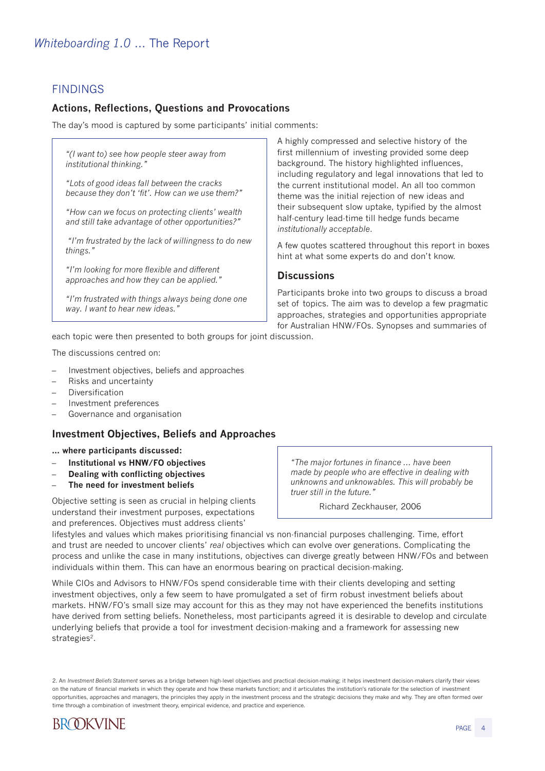## FINDINGS

### Actions, Reflections, Questions and Provocations

The day's mood is captured by some participants' initial comments:

> *"(I want to) see how people steer away from institutional thinking."*
>
> *"Lots of good ideas fall between the cracks because they don't 'fit'. How can we use them?"*
>
> *"How can we focus on protecting clients' wealth and still take advantage of other opportunities?"*
>
> *"I'm frustrated by the lack of willingness to do new things."*
>
> *"I'm looking for more flexible and different approaches and how they can be applied."*
>
> *"I'm frustrated with things always being done one way. I want to hear new ideas."*

A highly compressed and selective history of the first millennium of investing provided some deep background. The history highlighted influences, including regulatory and legal innovations that led to the current institutional model. An all too common theme was the initial rejection of new ideas and their subsequent slow uptake, typified by the almost half-century lead-time till hedge funds became *institutionally acceptable*.

A few quotes scattered throughout this report in boxes hint at what some experts do and don't know.

### Discussions

Participants broke into two groups to discuss a broad set of topics. The aim was to develop a few pragmatic approaches, strategies and opportunities appropriate for Australian HNW/FOs. Synopses and summaries of each topic were then presented to both groups for joint discussion.

The discussions centred on:

- Investment objectives, beliefs and approaches
- Risks and uncertainty
- Diversification
- Investment preferences
- Governance and organisation

### Investment Objectives, Beliefs and Approaches

**... where participants discussed:**

- **Institutional vs HNW/FO objectives**
- **Dealing with conflicting objectives**
- **The need for investment beliefs**

> *"The major fortunes in finance ... have been made by people who are effective in dealing with unknowns and unknowables. This will probably be truer still in the future."*
>
> Richard Zeckhauser, 2006

Objective setting is seen as crucial in helping clients understand their investment purposes, expectations and preferences. Objectives must address clients' lifestyles and values which makes prioritising financial vs non-financial purposes challenging. Time, effort and trust are needed to uncover clients' *real* objectives which can evolve over generations. Complicating the process and unlike the case in many institutions, objectives can diverge greatly between HNW/FOs and between individuals within them. This can have an enormous bearing on practical decision-making.

While CIOs and Advisors to HNW/FOs spend considerable time with their clients developing and setting investment objectives, only a few seem to have promulgated a set of firm robust investment beliefs about markets. HNW/FO's small size may account for this as they may not have experienced the benefits institutions have derived from setting beliefs. Nonetheless, most participants agreed it is desirable to develop and circulate underlying beliefs that provide a tool for investment decision-making and a framework for assessing new strategies[2].

2. An *Investment Beliefs Statement* serves as a bridge between high-level objectives and practical decision-making; it helps investment decision-makers clarify their views on the nature of financial markets in which they operate and how these markets function; and it articulates the institution's rationale for the selection of investment opportunities, approaches and managers, the principles they apply in the investment process and the strategic decisions they make and why. They are often formed over time through a combination of investment theory, empirical evidence, and practice and experience.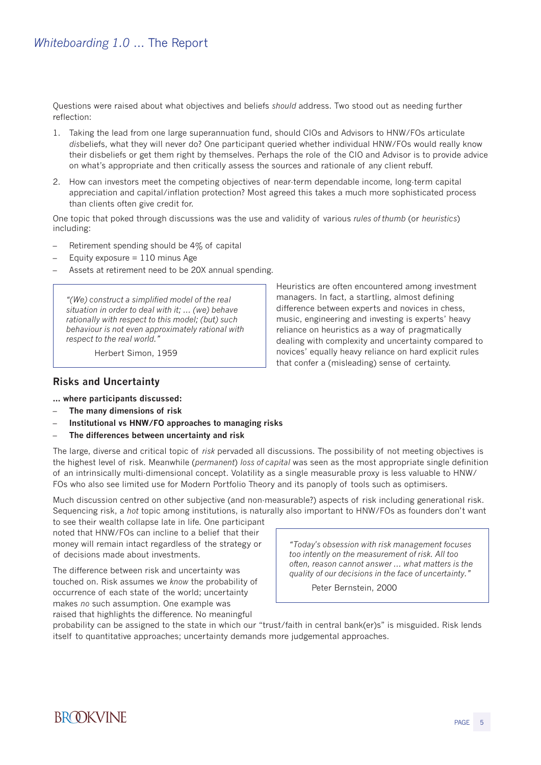Questions were raised about what objectives and beliefs *should* address. Two stood out as needing further reflection:

1. Taking the lead from one large superannuation fund, should CIOs and Advisors to HNW/FOs articulate *dis*beliefs, what they will never do? One participant queried whether individual HNW/FOs would really know their disbeliefs or get them right by themselves. Perhaps the role of the CIO and Advisor is to provide advice on what's appropriate and then critically assess the sources and rationale of any client rebuff.
2. How can investors meet the competing objectives of near-term dependable income, long-term capital appreciation and capital/inflation protection? Most agreed this takes a much more sophisticated process than clients often give credit for.

One topic that poked through discussions was the use and validity of various *rules of thumb* (or *heuristics*) including:

- Retirement spending should be 4% of capital
- Equity exposure = 110 minus Age
- Assets at retirement need to be 20X annual spending.

> *"(We) construct a simplified model of the real situation in order to deal with it; ... (we) behave rationally with respect to this model; (but) such behaviour is not even approximately rational with respect to the real world."*
>
> Herbert Simon, 1959

Heuristics are often encountered among investment managers. In fact, a startling, almost defining difference between experts and novices in chess, music, engineering and investing is experts' heavy reliance on heuristics as a way of pragmatically dealing with complexity and uncertainty compared to novices' equally heavy reliance on hard explicit rules that confer a (misleading) sense of certainty.

## Risks and Uncertainty

**... where participants discussed:**

- **The many dimensions of risk**
- **Institutional vs HNW/FO approaches to managing risks**
- **The differences between uncertainty and risk**

The large, diverse and critical topic of *risk* pervaded all discussions. The possibility of not meeting objectives is the highest level of risk. Meanwhile (*permanent*) *loss of capital* was seen as the most appropriate single definition of an intrinsically multi-dimensional concept. Volatility as a single measurable proxy is less valuable to HNW/FOs who also see limited use for Modern Portfolio Theory and its panoply of tools such as optimisers.

Much discussion centred on other subjective (and non-measurable?) aspects of risk including generational risk. Sequencing risk, a *hot* topic among institutions, is naturally also important to HNW/FOs as founders don't want to see their wealth collapse late in life. One participant noted that HNW/FOs can incline to a belief that their money will remain intact regardless of the strategy or of decisions made about investments.

> *"Today's obsession with risk management focuses too intently on the measurement of risk. All too often, reason cannot answer ... what matters is the quality of our decisions in the face of uncertainty."*
>
> Peter Bernstein, 2000

The difference between risk and uncertainty was touched on. Risk assumes we *know* the probability of occurrence of each state of the world; uncertainty makes *no* such assumption. One example was raised that highlights the difference. No meaningful probability can be assigned to the state in which our "trust/faith in central bank(er)s" is misguided. Risk lends itself to quantitative approaches; uncertainty demands more judgemental approaches.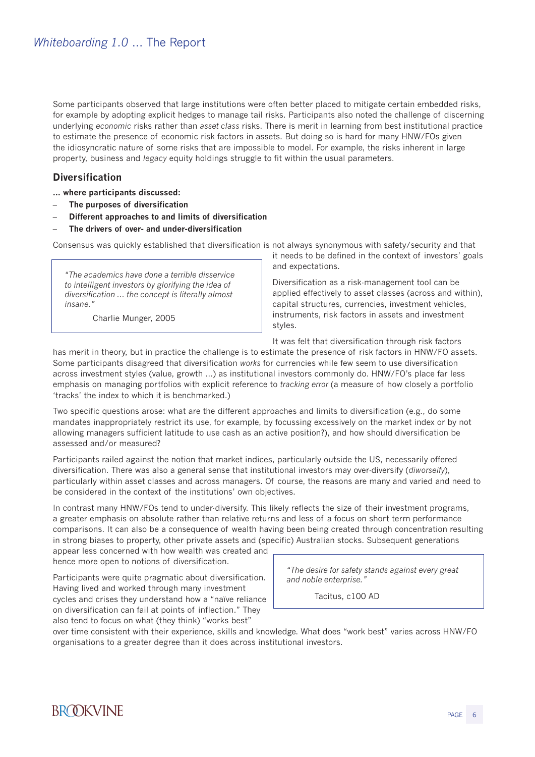Some participants observed that large institutions were often better placed to mitigate certain embedded risks, for example by adopting explicit hedges to manage tail risks. Participants also noted the challenge of discerning underlying *economic* risks rather than *asset class* risks. There is merit in learning from best institutional practice to estimate the presence of economic risk factors in assets. But doing so is hard for many HNW/FOs given the idiosyncratic nature of some risks that are impossible to model. For example, the risks inherent in large property, business and *legacy* equity holdings struggle to fit within the usual parameters.

## Diversification

**... where participants discussed:**

- **The purposes of diversification**
- **Different approaches to and limits of diversification**
- **The drivers of over- and under-diversification**

Consensus was quickly established that diversification is not always synonymous with safety/security and that it needs to be defined in the context of investors' goals and expectations.

> *"The academics have done a terrible disservice to intelligent investors by glorifying the idea of diversification ... the concept is literally almost insane."*
>
> Charlie Munger, 2005

Diversification as a risk-management tool can be applied effectively to asset classes (across and within), capital structures, currencies, investment vehicles, instruments, risk factors in assets and investment styles.

It was felt that diversification through risk factors has merit in theory, but in practice the challenge is to estimate the presence of risk factors in HNW/FO assets. Some participants disagreed that diversification *works* for currencies while few seem to use diversification across investment styles (value, growth ...) as institutional investors commonly do. HNW/FO's place far less emphasis on managing portfolios with explicit reference to *tracking error* (a measure of how closely a portfolio 'tracks' the index to which it is benchmarked.)

Two specific questions arose: what are the different approaches and limits to diversification (e.g., do some mandates inappropriately restrict its use, for example, by focussing excessively on the market index or by not allowing managers sufficient latitude to use cash as an active position?), and how should diversification be assessed and/or measured?

Participants railed against the notion that market indices, particularly outside the US, necessarily offered diversification. There was also a general sense that institutional investors may over-diversify (*diworseify*), particularly within asset classes and across managers. Of course, the reasons are many and varied and need to be considered in the context of the institutions' own objectives.

In contrast many HNW/FOs tend to under-diversify. This likely reflects the size of their investment programs, a greater emphasis on absolute rather than relative returns and less of a focus on short term performance comparisons. It can also be a consequence of wealth having been being created through concentration resulting in strong biases to property, other private assets and (specific) Australian stocks. Subsequent generations appear less concerned with how wealth was created and hence more open to notions of diversification.

> *"The desire for safety stands against every great and noble enterprise."*
>
> Tacitus, c100 AD

Participants were quite pragmatic about diversification. Having lived and worked through many investment cycles and crises they understand how a "naïve reliance on diversification can fail at points of inflection." They also tend to focus on what (they think) "works best" over time consistent with their experience, skills and knowledge. What does "work best" varies across HNW/FO organisations to a greater degree than it does across institutional investors.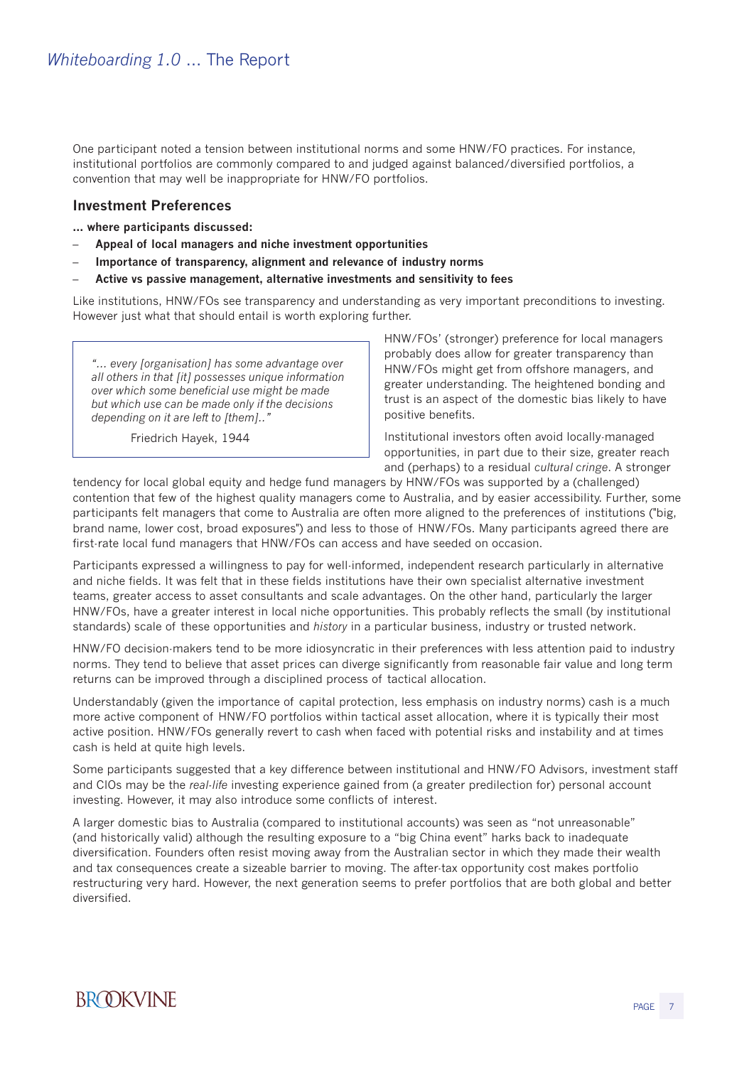One participant noted a tension between institutional norms and some HNW/FO practices. For instance, institutional portfolios are commonly compared to and judged against balanced/diversified portfolios, a convention that may well be inappropriate for HNW/FO portfolios.

## Investment Preferences

**... where participants discussed:**

- **Appeal of local managers and niche investment opportunities**
- **Importance of transparency, alignment and relevance of industry norms**
- **Active vs passive management, alternative investments and sensitivity to fees**

Like institutions, HNW/FOs see transparency and understanding as very important preconditions to investing. However just what that should entail is worth exploring further.

> *"... every [organisation] has some advantage over all others in that [it] possesses unique information over which some beneficial use might be made but which use can be made only if the decisions depending on it are left to [them].."*
>
> Friedrich Hayek, 1944

HNW/FOs' (stronger) preference for local managers probably does allow for greater transparency than HNW/FOs might get from offshore managers, and greater understanding. The heightened bonding and trust is an aspect of the domestic bias likely to have positive benefits.

Institutional investors often avoid locally-managed opportunities, in part due to their size, greater reach and (perhaps) to a residual *cultural cringe*. A stronger tendency for local global equity and hedge fund managers by HNW/FOs was supported by a (challenged) contention that few of the highest quality managers come to Australia, and by easier accessibility. Further, some participants felt managers that come to Australia are often more aligned to the preferences of institutions ("big, brand name, lower cost, broad exposures") and less to those of HNW/FOs. Many participants agreed there are first-rate local fund managers that HNW/FOs can access and have seeded on occasion.

Participants expressed a willingness to pay for well-informed, independent research particularly in alternative and niche fields. It was felt that in these fields institutions have their own specialist alternative investment teams, greater access to asset consultants and scale advantages. On the other hand, particularly the larger HNW/FOs, have a greater interest in local niche opportunities. This probably reflects the small (by institutional standards) scale of these opportunities and *history* in a particular business, industry or trusted network.

HNW/FO decision-makers tend to be more idiosyncratic in their preferences with less attention paid to industry norms. They tend to believe that asset prices can diverge significantly from reasonable fair value and long term returns can be improved through a disciplined process of tactical allocation.

Understandably (given the importance of capital protection, less emphasis on industry norms) cash is a much more active component of HNW/FO portfolios within tactical asset allocation, where it is typically their most active position. HNW/FOs generally revert to cash when faced with potential risks and instability and at times cash is held at quite high levels.

Some participants suggested that a key difference between institutional and HNW/FO Advisors, investment staff and CIOs may be the *real-life* investing experience gained from (a greater predilection for) personal account investing. However, it may also introduce some conflicts of interest.

A larger domestic bias to Australia (compared to institutional accounts) was seen as "not unreasonable" (and historically valid) although the resulting exposure to a "big China event" harks back to inadequate diversification. Founders often resist moving away from the Australian sector in which they made their wealth and tax consequences create a sizeable barrier to moving. The after-tax opportunity cost makes portfolio restructuring very hard. However, the next generation seems to prefer portfolios that are both global and better diversified.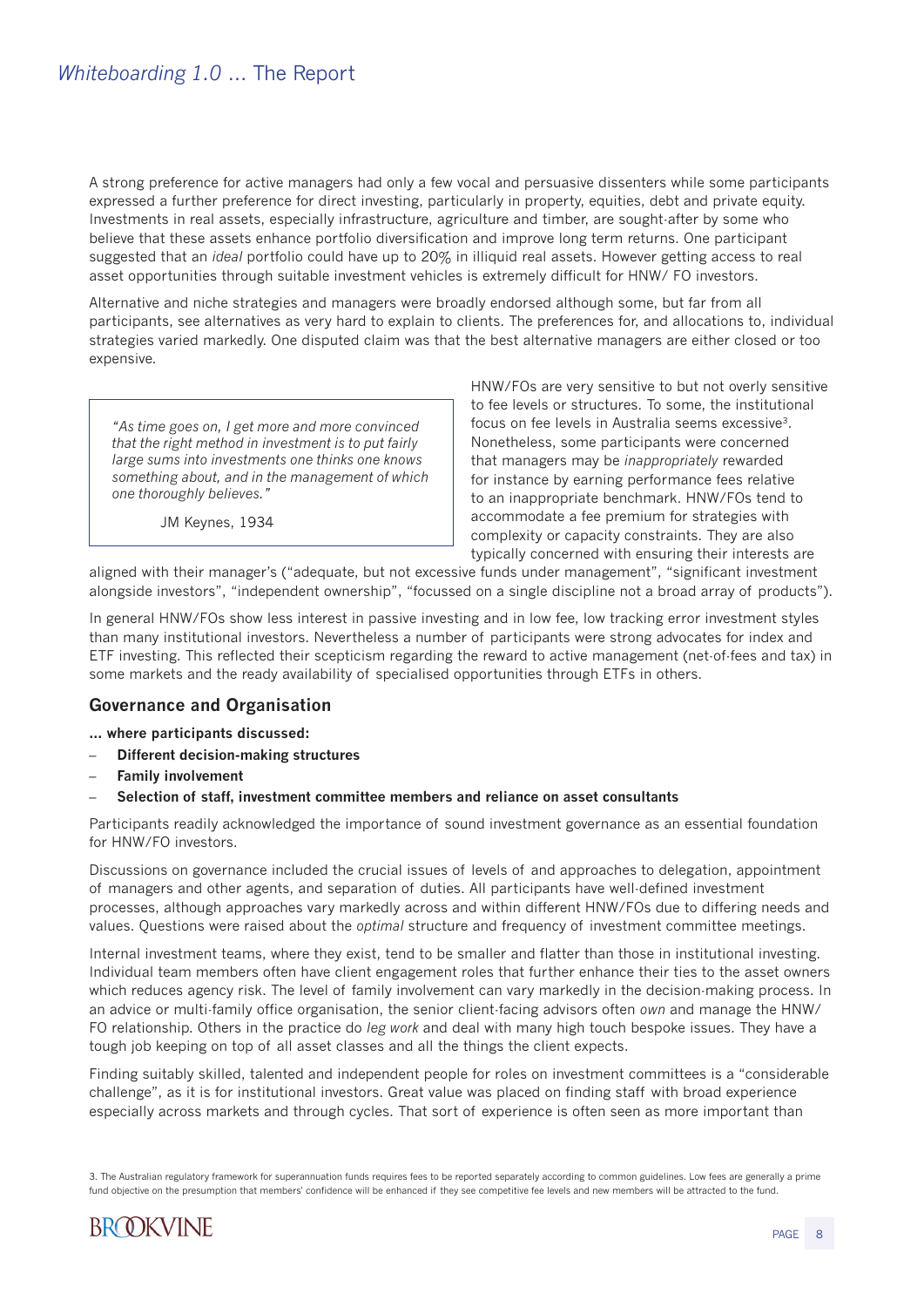A strong preference for active managers had only a few vocal and persuasive dissenters while some participants expressed a further preference for direct investing, particularly in property, equities, debt and private equity. Investments in real assets, especially infrastructure, agriculture and timber, are sought-after by some who believe that these assets enhance portfolio diversification and improve long term returns. One participant suggested that an *ideal* portfolio could have up to 20% in illiquid real assets. However getting access to real asset opportunities through suitable investment vehicles is extremely difficult for HNW/ FO investors.

Alternative and niche strategies and managers were broadly endorsed although some, but far from all participants, see alternatives as very hard to explain to clients. The preferences for, and allocations to, individual strategies varied markedly. One disputed claim was that the best alternative managers are either closed or too expensive.

> *"As time goes on, I get more and more convinced that the right method in investment is to put fairly large sums into investments one thinks one knows something about, and in the management of which one thoroughly believes."*
>
> JM Keynes, 1934

HNW/FOs are very sensitive to but not overly sensitive to fee levels or structures. To some, the institutional focus on fee levels in Australia seems excessive[3]. Nonetheless, some participants were concerned that managers may be *inappropriately* rewarded for instance by earning performance fees relative to an inappropriate benchmark. HNW/FOs tend to accommodate a fee premium for strategies with complexity or capacity constraints. They are also typically concerned with ensuring their interests are aligned with their manager's ("adequate, but not excessive funds under management", "significant investment alongside investors", "independent ownership", "focussed on a single discipline not a broad array of products").

In general HNW/FOs show less interest in passive investing and in low fee, low tracking error investment styles than many institutional investors. Nevertheless a number of participants were strong advocates for index and ETF investing. This reflected their scepticism regarding the reward to active management (net-of-fees and tax) in some markets and the ready availability of specialised opportunities through ETFs in others.

## Governance and Organisation

**... where participants discussed:**

- **Different decision-making structures**
- **Family involvement**
- **Selection of staff, investment committee members and reliance on asset consultants**

Participants readily acknowledged the importance of sound investment governance as an essential foundation for HNW/FO investors.

Discussions on governance included the crucial issues of levels of and approaches to delegation, appointment of managers and other agents, and separation of duties. All participants have well-defined investment processes, although approaches vary markedly across and within different HNW/FOs due to differing needs and values. Questions were raised about the *optimal* structure and frequency of investment committee meetings.

Internal investment teams, where they exist, tend to be smaller and flatter than those in institutional investing. Individual team members often have client engagement roles that further enhance their ties to the asset owners which reduces agency risk. The level of family involvement can vary markedly in the decision-making process. In an advice or multi-family office organisation, the senior client-facing advisors often *own* and manage the HNW/ FO relationship. Others in the practice do *leg work* and deal with many high touch bespoke issues. They have a tough job keeping on top of all asset classes and all the things the client expects.

Finding suitably skilled, talented and independent people for roles on investment committees is a "considerable challenge", as it is for institutional investors. Great value was placed on finding staff with broad experience especially across markets and through cycles. That sort of experience is often seen as more important than

3. The Australian regulatory framework for superannuation funds requires fees to be reported separately according to common guidelines. Low fees are generally a prime fund objective on the presumption that members' confidence will be enhanced if they see competitive fee levels and new members will be attracted to the fund.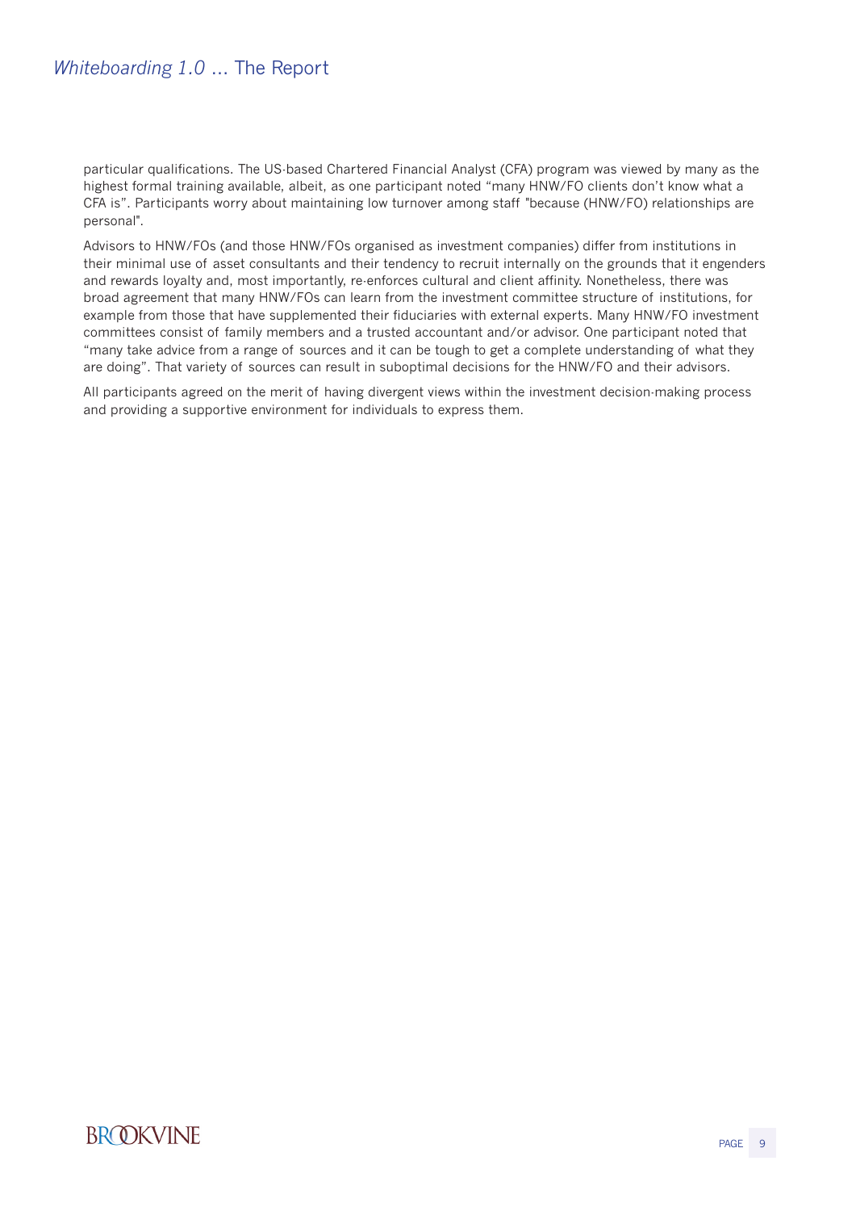particular qualifications. The US-based Chartered Financial Analyst (CFA) program was viewed by many as the highest formal training available, albeit, as one participant noted “many HNW/FO clients don’t know what a CFA is”. Participants worry about maintaining low turnover among staff "because (HNW/FO) relationships are personal".

Advisors to HNW/FOs (and those HNW/FOs organised as investment companies) differ from institutions in their minimal use of asset consultants and their tendency to recruit internally on the grounds that it engenders and rewards loyalty and, most importantly, re-enforces cultural and client affinity. Nonetheless, there was broad agreement that many HNW/FOs can learn from the investment committee structure of institutions, for example from those that have supplemented their fiduciaries with external experts. Many HNW/FO investment committees consist of family members and a trusted accountant and/or advisor. One participant noted that “many take advice from a range of sources and it can be tough to get a complete understanding of what they are doing”. That variety of sources can result in suboptimal decisions for the HNW/FO and their advisors.

All participants agreed on the merit of having divergent views within the investment decision-making process and providing a supportive environment for individuals to express them.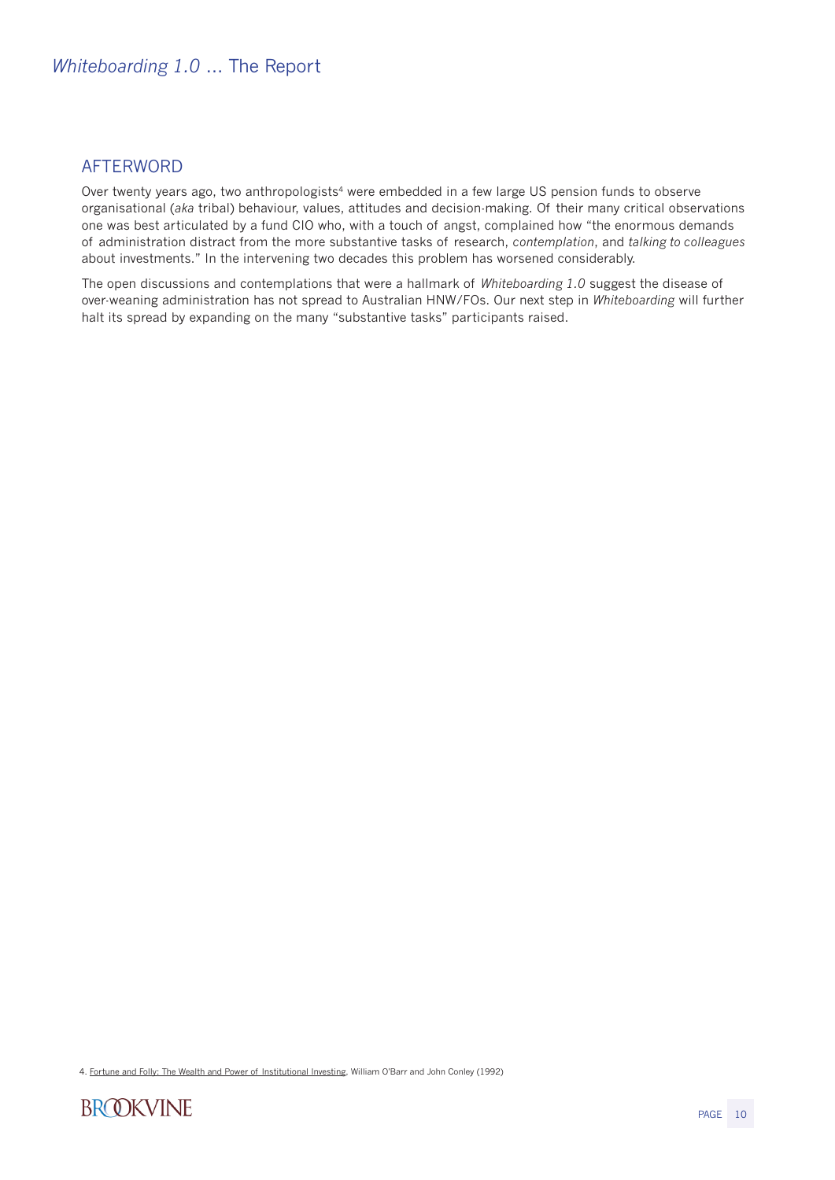## AFTERWORD

Over twenty years ago, two anthropologists[4] were embedded in a few large US pension funds to observe organisational (*aka* tribal) behaviour, values, attitudes and decision-making. Of their many critical observations one was best articulated by a fund CIO who, with a touch of angst, complained how "the enormous demands of administration distract from the more substantive tasks of research, *contemplation*, and *talking to colleagues* about investments." In the intervening two decades this problem has worsened considerably.

The open discussions and contemplations that were a hallmark of *Whiteboarding 1.0* suggest the disease of over-weaning administration has not spread to Australian HNW/FOs. Our next step in *Whiteboarding* will further halt its spread by expanding on the many "substantive tasks" participants raised.

4. Fortune and Folly: The Wealth and Power of Institutional Investing, William O'Barr and John Conley (1992)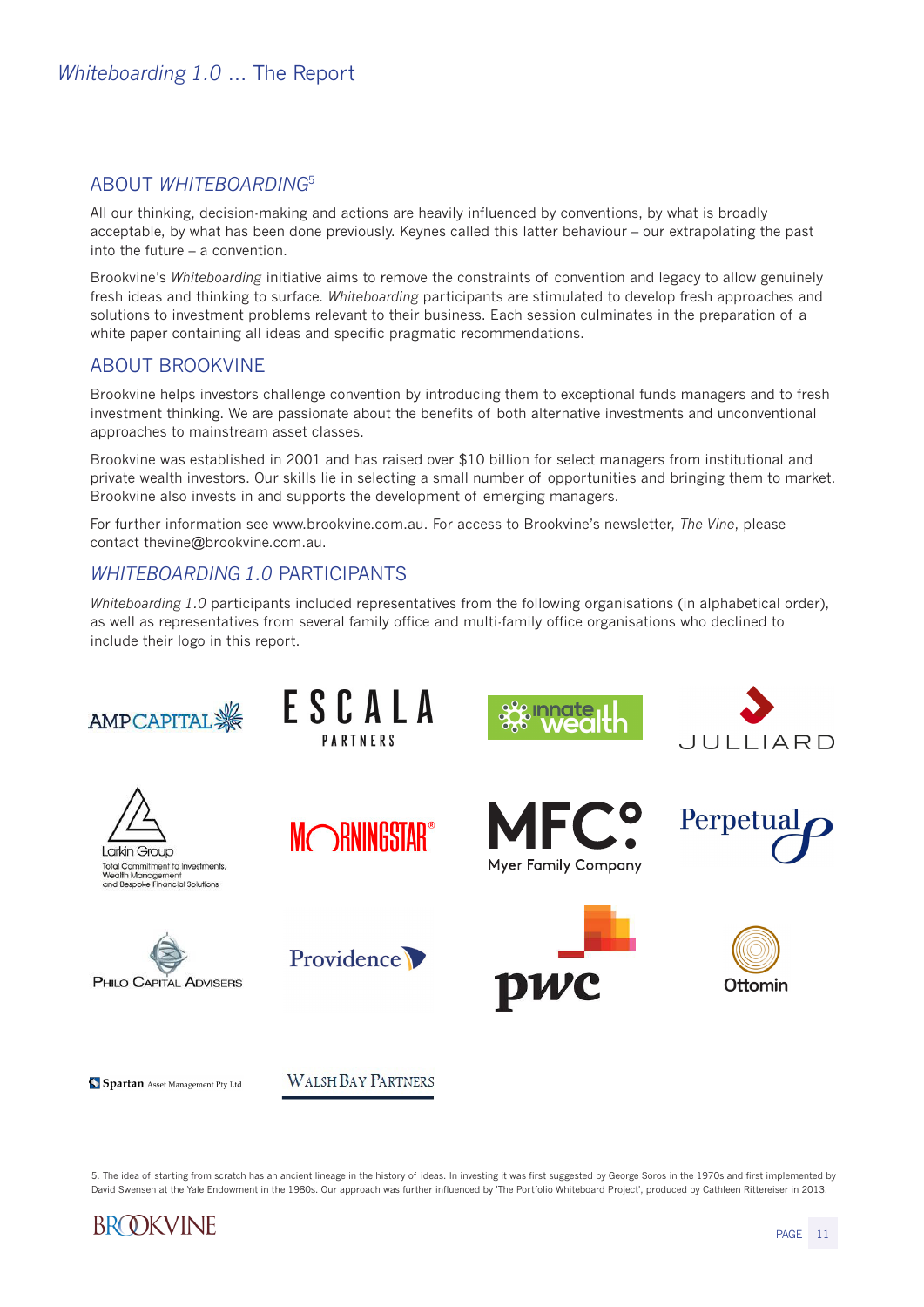## ABOUT *WHITEBOARDING*[5]

All our thinking, decision-making and actions are heavily influenced by conventions, by what is broadly acceptable, by what has been done previously. Keynes called this latter behaviour – our extrapolating the past into the future – a convention.

Brookvine's *Whiteboarding* initiative aims to remove the constraints of convention and legacy to allow genuinely fresh ideas and thinking to surface. *Whiteboarding* participants are stimulated to develop fresh approaches and solutions to investment problems relevant to their business. Each session culminates in the preparation of a white paper containing all ideas and specific pragmatic recommendations.

## ABOUT BROOKVINE

Brookvine helps investors challenge convention by introducing them to exceptional funds managers and to fresh investment thinking. We are passionate about the benefits of both alternative investments and unconventional approaches to mainstream asset classes.

Brookvine was established in 2001 and has raised over $10 billion for select managers from institutional and private wealth investors. Our skills lie in selecting a small number of opportunities and bringing them to market. Brookvine also invests in and supports the development of emerging managers.

For further information see www.brookvine.com.au. For access to Brookvine's newsletter, *The Vine*, please contact thevine@brookvine.com.au.

## *WHITEBOARDING 1.0* PARTICIPANTS

*Whiteboarding 1.0* participants included representatives from the following organisations (in alphabetical order), as well as representatives from several family office and multi-family office organisations who declined to include their logo in this report.

AMP Capital · Escala Partners · Innate Wealth · Julliard · Larkin Group (Total Commitment to Investments, Wealth Management and Bespoke Financial Solutions) · Morningstar · MFC Myer Family Company · Perpetual · Philo Capital Advisers · Providence · PwC · Ottomin · Spartan Asset Management Pty Ltd · Walsh Bay Partners

5. The idea of starting from scratch has an ancient lineage in the history of ideas. In investing it was first suggested by George Soros in the 1970s and first implemented by David Swensen at the Yale Endowment in the 1980s. Our approach was further influenced by 'The Portfolio Whiteboard Project', produced by Cathleen Rittereiser in 2013.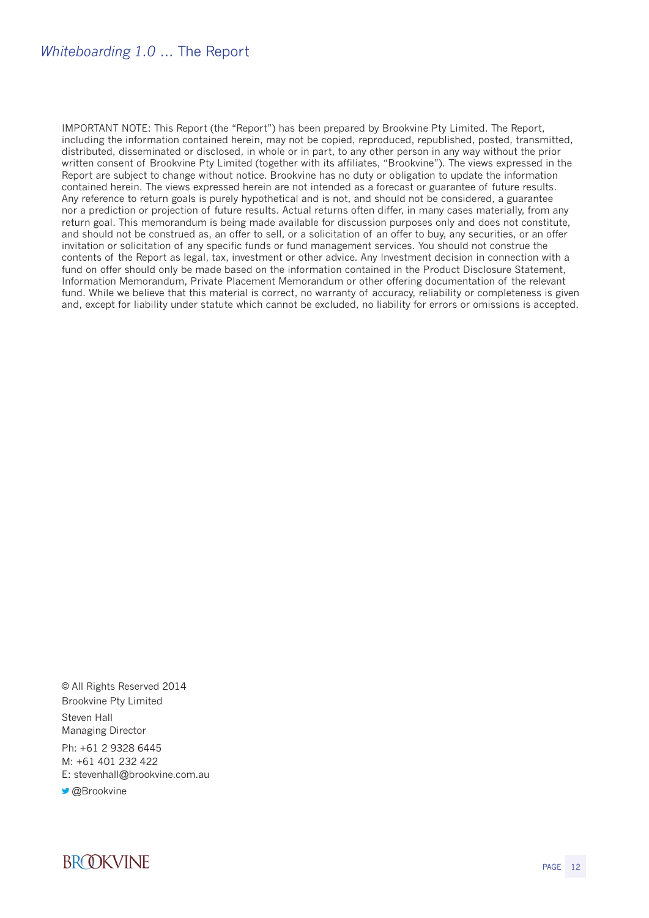IMPORTANT NOTE: This Report (the "Report") has been prepared by Brookvine Pty Limited. The Report, including the information contained herein, may not be copied, reproduced, republished, posted, transmitted, distributed, disseminated or disclosed, in whole or in part, to any other person in any way without the prior written consent of Brookvine Pty Limited (together with its affiliates, "Brookvine"). The views expressed in the Report are subject to change without notice. Brookvine has no duty or obligation to update the information contained herein. The views expressed herein are not intended as a forecast or guarantee of future results. Any reference to return goals is purely hypothetical and is not, and should not be considered, a guarantee nor a prediction or projection of future results. Actual returns often differ, in many cases materially, from any return goal. This memorandum is being made available for discussion purposes only and does not constitute, and should not be construed as, an offer to sell, or a solicitation of an offer to buy, any securities, or an offer invitation or solicitation of any specific funds or fund management services. You should not construe the contents of the Report as legal, tax, investment or other advice. Any Investment decision in connection with a fund on offer should only be made based on the information contained in the Product Disclosure Statement, Information Memorandum, Private Placement Memorandum or other offering documentation of the relevant fund. While we believe that this material is correct, no warranty of accuracy, reliability or completeness is given and, except for liability under statute which cannot be excluded, no liability for errors or omissions is accepted.

© All Rights Reserved 2014
Brookvine Pty Limited

Steven Hall
Managing Director

Ph: +61 2 9328 6445
M: +61 401 232 422
E: stevenhall@brookvine.com.au

@Brookvine

BROOKVINE